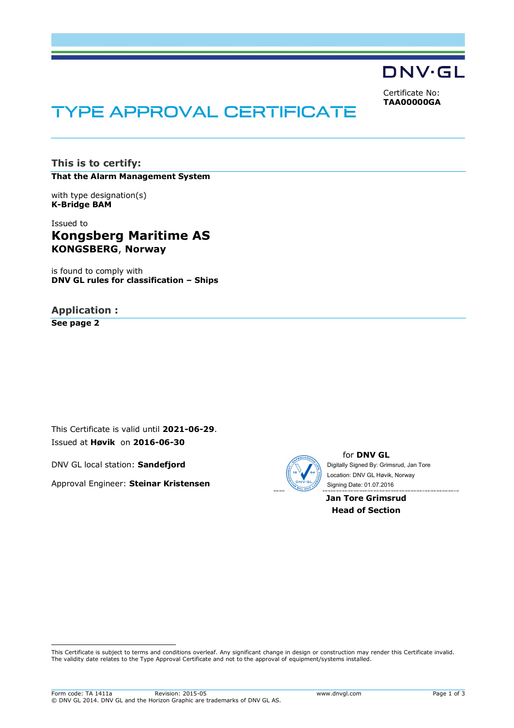DNV·GL

Certificate No:
**TAA00000GA**

# TYPE APPROVAL CERTIFICATE

## This is to certify:

**That the Alarm Management System**

with type designation(s)
**K-Bridge BAM**

Issued to
### Kongsberg Maritime AS
**KONGSBERG, Norway**

is found to comply with
**DNV GL rules for classification – Ships**

## Application :

**See page 2**

This Certificate is valid until **2021-06-29**.
Issued at **Høvik** on **2016-06-30**

DNV GL local station: **Sandefjord**

Approval Engineer: **Steinar Kristensen**

for **DNV GL**
Digitally Signed By: Grimsrud, Jan Tore
Location: DNV GL Høvik, Norway
Signing Date: 01.07.2016

**Jan Tore Grimsrud**
**Head of Section**

This Certificate is subject to terms and conditions overleaf. Any significant change in design or construction may render this Certificate invalid. The validity date relates to the Type Approval Certificate and not to the approval of equipment/systems installed.

Form code: TA 1411a Revision: 2015-05 www.dnvgl.com
© DNV GL 2014. DNV GL and the Horizon Graphic are trademarks of DNV GL AS.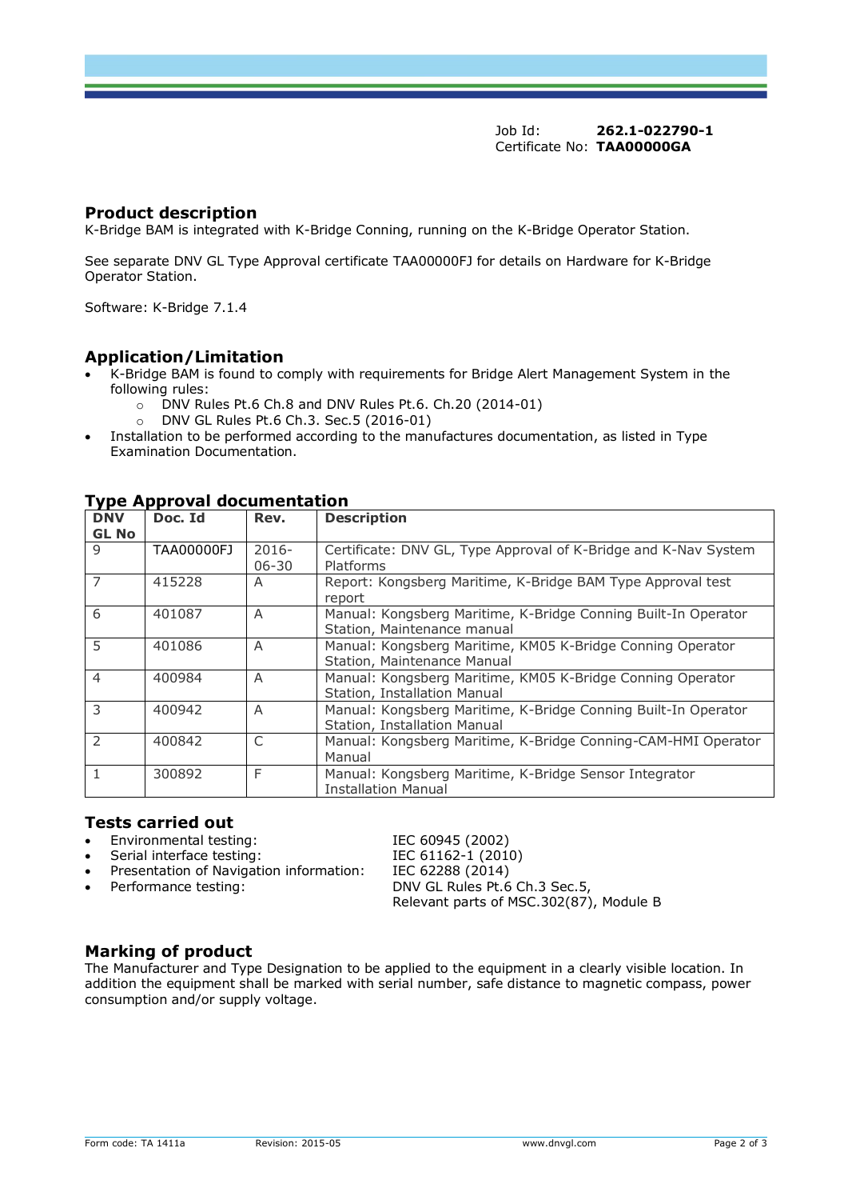Job Id: **262.1-022790-1**
Certificate No: **TAA00000GA**

## Product description

K-Bridge BAM is integrated with K-Bridge Conning, running on the K-Bridge Operator Station.

See separate DNV GL Type Approval certificate TAA00000FJ for details on Hardware for K-Bridge Operator Station.

Software: K-Bridge 7.1.4

## Application/Limitation

- K-Bridge BAM is found to comply with requirements for Bridge Alert Management System in the following rules:
  - DNV Rules Pt.6 Ch.8 and DNV Rules Pt.6. Ch.20 (2014-01)
  - DNV GL Rules Pt.6 Ch.3. Sec.5 (2016-01)
- Installation to be performed according to the manufactures documentation, as listed in Type Examination Documentation.

## Type Approval documentation

| DNV GL No | Doc. Id | Rev. | Description |
|---|---|---|---|
| 9 | TAA00000FJ | 2016-06-30 | Certificate: DNV GL, Type Approval of K-Bridge and K-Nav System Platforms |
| 7 | 415228 | A | Report: Kongsberg Maritime, K-Bridge BAM Type Approval test report |
| 6 | 401087 | A | Manual: Kongsberg Maritime, K-Bridge Conning Built-In Operator Station, Maintenance manual |
| 5 | 401086 | A | Manual: Kongsberg Maritime, KM05 K-Bridge Conning Operator Station, Maintenance Manual |
| 4 | 400984 | A | Manual: Kongsberg Maritime, KM05 K-Bridge Conning Operator Station, Installation Manual |
| 3 | 400942 | A | Manual: Kongsberg Maritime, K-Bridge Conning Built-In Operator Station, Installation Manual |
| 2 | 400842 | C | Manual: Kongsberg Maritime, K-Bridge Conning-CAM-HMI Operator Manual |
| 1 | 300892 | F | Manual: Kongsberg Maritime, K-Bridge Sensor Integrator Installation Manual |

## Tests carried out

- Environmental testing: IEC 60945 (2002)
- Serial interface testing: IEC 61162-1 (2010)
- Presentation of Navigation information: IEC 62288 (2014)
- Performance testing: DNV GL Rules Pt.6 Ch.3 Sec.5, Relevant parts of MSC.302(87), Module B

## Marking of product

The Manufacturer and Type Designation to be applied to the equipment in a clearly visible location. In addition the equipment shall be marked with serial number, safe distance to magnetic compass, power consumption and/or supply voltage.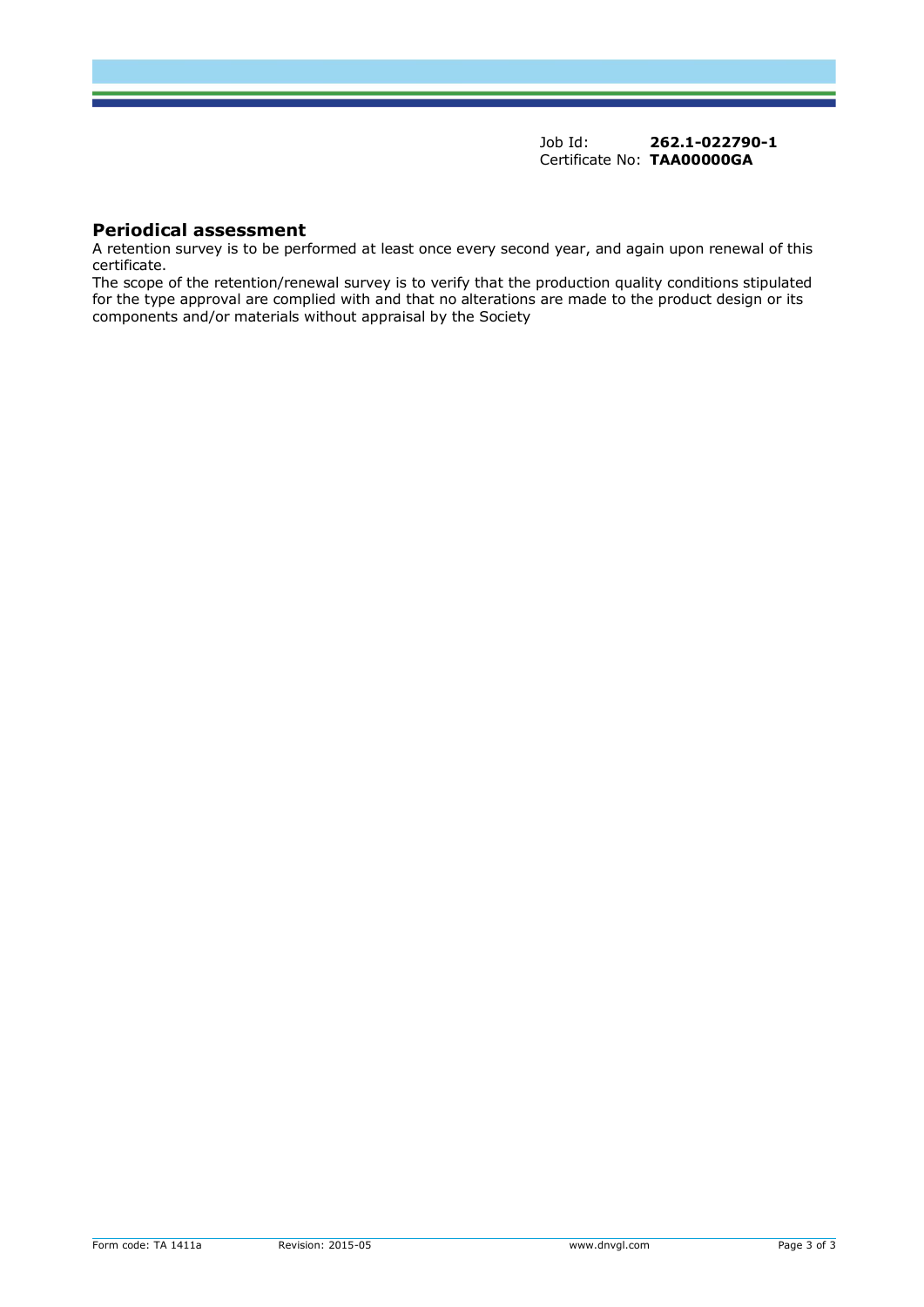Job Id: **262.1-022790-1**
Certificate No: **TAA00000GA**

## Periodical assessment

A retention survey is to be performed at least once every second year, and again upon renewal of this certificate.
The scope of the retention/renewal survey is to verify that the production quality conditions stipulated for the type approval are complied with and that no alterations are made to the product design or its components and/or materials without appraisal by the Society